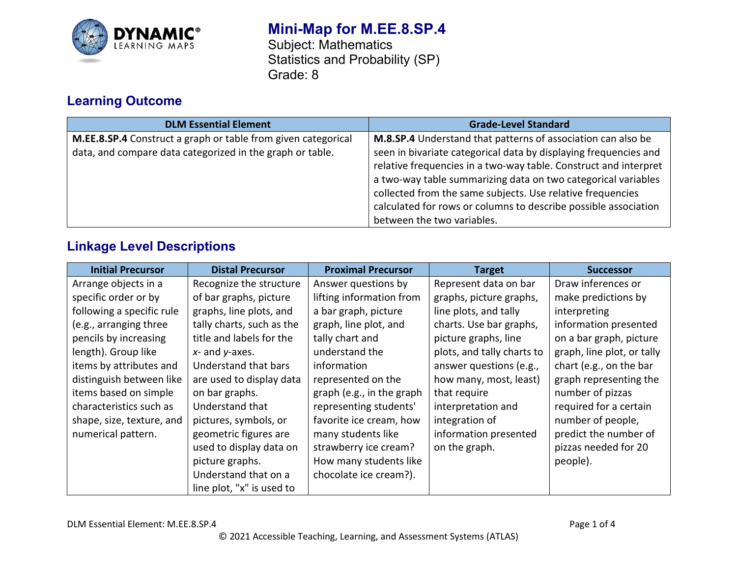# Mini-Map for M.EE.8.SP.4

Subject: Mathematics
Statistics and Probability (SP)
Grade: 8

## Learning Outcome

| DLM Essential Element | Grade-Level Standard |
|---|---|
| **M.EE.8.SP.4** Construct a graph or table from given categorical data, and compare data categorized in the graph or table. | **M.8.SP.4** Understand that patterns of association can also be seen in bivariate categorical data by displaying frequencies and relative frequencies in a two-way table. Construct and interpret a two-way table summarizing data on two categorical variables collected from the same subjects. Use relative frequencies calculated for rows or columns to describe possible association between the two variables. |

## Linkage Level Descriptions

| Initial Precursor | Distal Precursor | Proximal Precursor | Target | Successor |
|---|---|---|---|---|
| Arrange objects in a specific order or by following a specific rule (e.g., arranging three pencils by increasing length). Group like items by attributes and distinguish between like items based on simple characteristics such as shape, size, texture, and numerical pattern. | Recognize the structure of bar graphs, picture graphs, line plots, and tally charts, such as the title and labels for the *x*- and *y*-axes. Understand that bars are used to display data on bar graphs. Understand that pictures, symbols, or geometric figures are used to display data on picture graphs. Understand that on a line plot, "x" is used to | Answer questions by lifting information from a bar graph, picture graph, line plot, and tally chart and understand the information represented on the graph (e.g., in the graph representing students' favorite ice cream, how many students like strawberry ice cream? How many students like chocolate ice cream?). | Represent data on bar graphs, picture graphs, line plots, and tally charts. Use bar graphs, picture graphs, line plots, and tally charts to answer questions (e.g., how many, most, least) that require interpretation and integration of information presented on the graph. | Draw inferences or make predictions by interpreting information presented on a bar graph, picture graph, line plot, or tally chart (e.g., on the bar graph representing the number of pizzas required for a certain number of people, predict the number of pizzas needed for 20 people). |

DLM Essential Element: M.EE.8.SP.4

© 2021 Accessible Teaching, Learning, and Assessment Systems (ATLAS)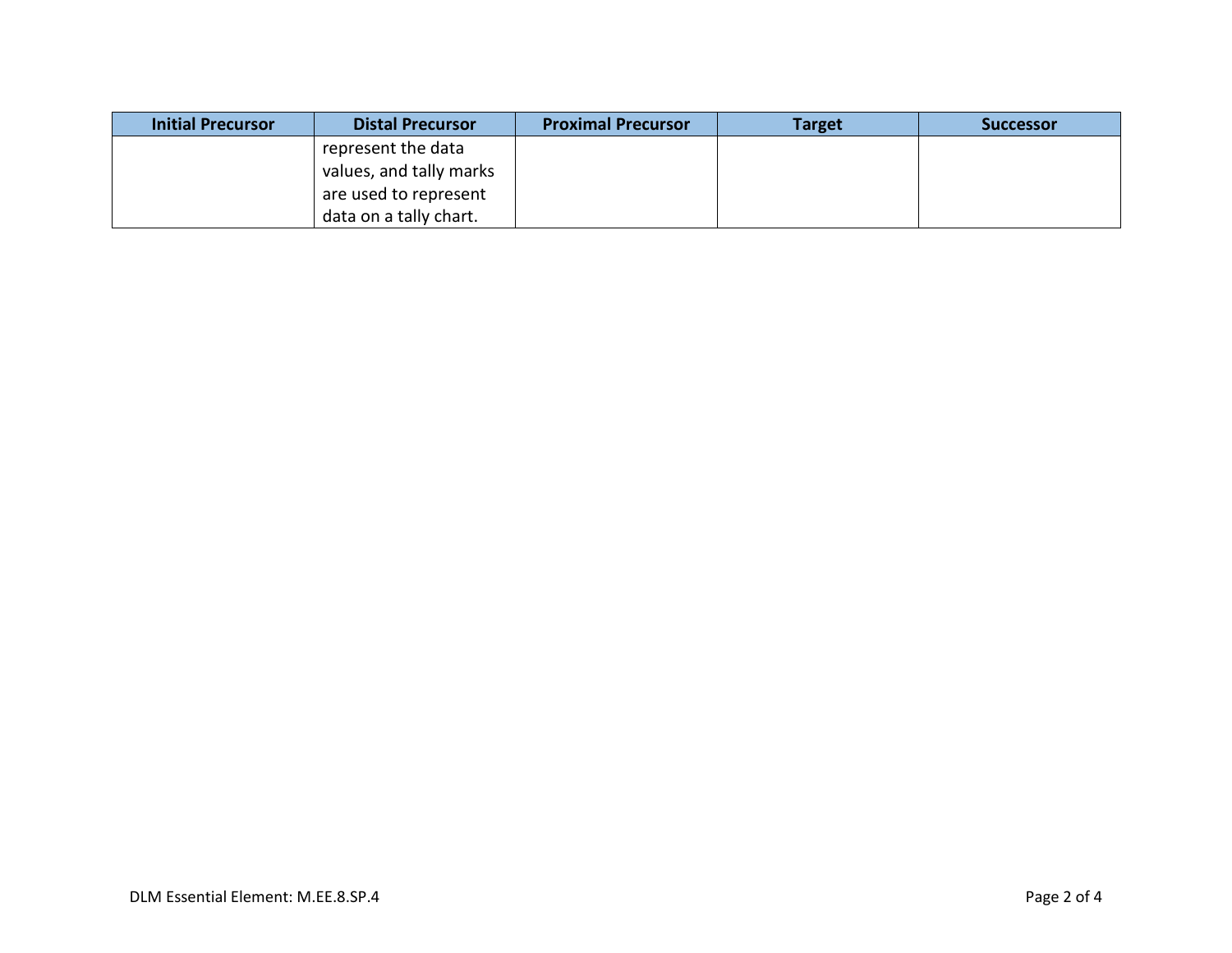| Initial Precursor | Distal Precursor | Proximal Precursor | Target | Successor |
|---|---|---|---|---|
| | represent the data values, and tally marks are used to represent data on a tally chart. | | | |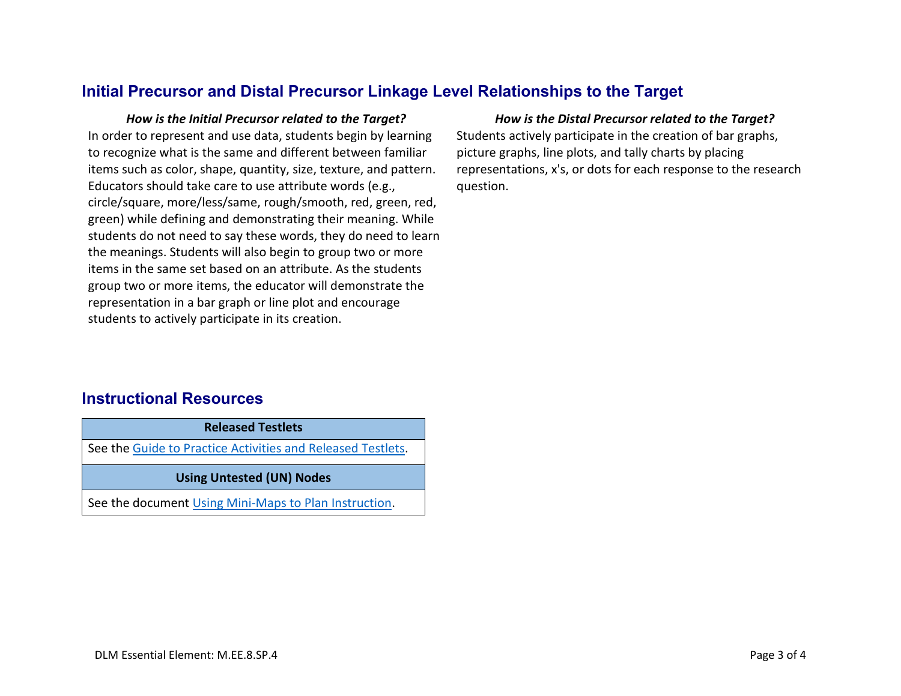## Initial Precursor and Distal Precursor Linkage Level Relationships to the Target

***How is the Initial Precursor related to the Target?***

In order to represent and use data, students begin by learning to recognize what is the same and different between familiar items such as color, shape, quantity, size, texture, and pattern. Educators should take care to use attribute words (e.g., circle/square, more/less/same, rough/smooth, red, green, red, green) while defining and demonstrating their meaning. While students do not need to say these words, they do need to learn the meanings. Students will also begin to group two or more items in the same set based on an attribute. As the students group two or more items, the educator will demonstrate the representation in a bar graph or line plot and encourage students to actively participate in its creation.

***How is the Distal Precursor related to the Target?***

Students actively participate in the creation of bar graphs, picture graphs, line plots, and tally charts by placing representations, x's, or dots for each response to the research question.

## Instructional Resources

| Released Testlets |
| --- |
| See the Guide to Practice Activities and Released Testlets. |
| **Using Untested (UN) Nodes** |
| See the document Using Mini-Maps to Plan Instruction. |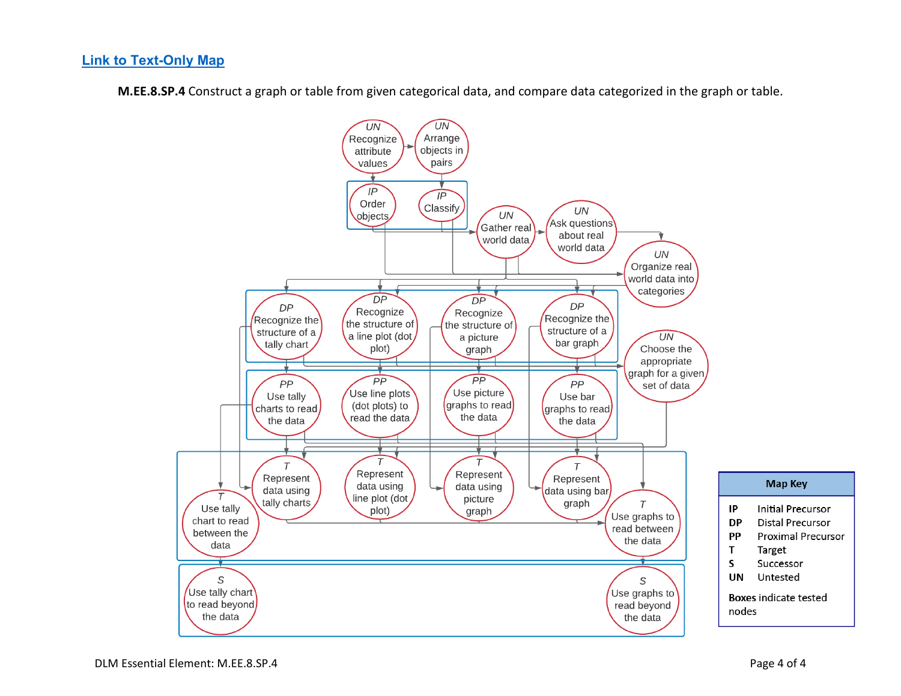[Link to Text-Only Map]

**M.EE.8.SP.4** Construct a graph or table from given categorical data, and compare data categorized in the graph or table.

UN
Recognize attribute values

UN
Arrange objects in pairs

IP
Order objects

IP
Classify

UN
Gather real world data

UN
Ask questions about real world data

UN
Organize real world data into categories

DP
Recognize the structure of a tally chart

DP
Recognize the structure of a line plot (dot plot)

DP
Recognize the structure of a picture graph

DP
Recognize the structure of a bar graph

UN
Choose the appropriate graph for a given set of data

PP
Use tally charts to read the data

PP
Use line plots (dot plots) to read the data

PP
Use picture graphs to read the data

PP
Use bar graphs to read the data

T
Use tally chart to read between the data

T
Represent data using tally charts

T
Represent data using line plot (dot plot)

T
Represent data using picture graph

T
Represent data using bar graph

T
Use graphs to read between the data

S
Use tally chart to read beyond the data

S
Use graphs to read beyond the data

**Map Key**

| | |
|---|---|
| **IP** | Initial Precursor |
| **DP** | Distal Precursor |
| **PP** | Proximal Precursor |
| **T** | Target |
| **S** | Successor |
| **UN** | Untested |

**Boxes** indicate tested nodes

DLM Essential Element: M.EE.8.SP.4